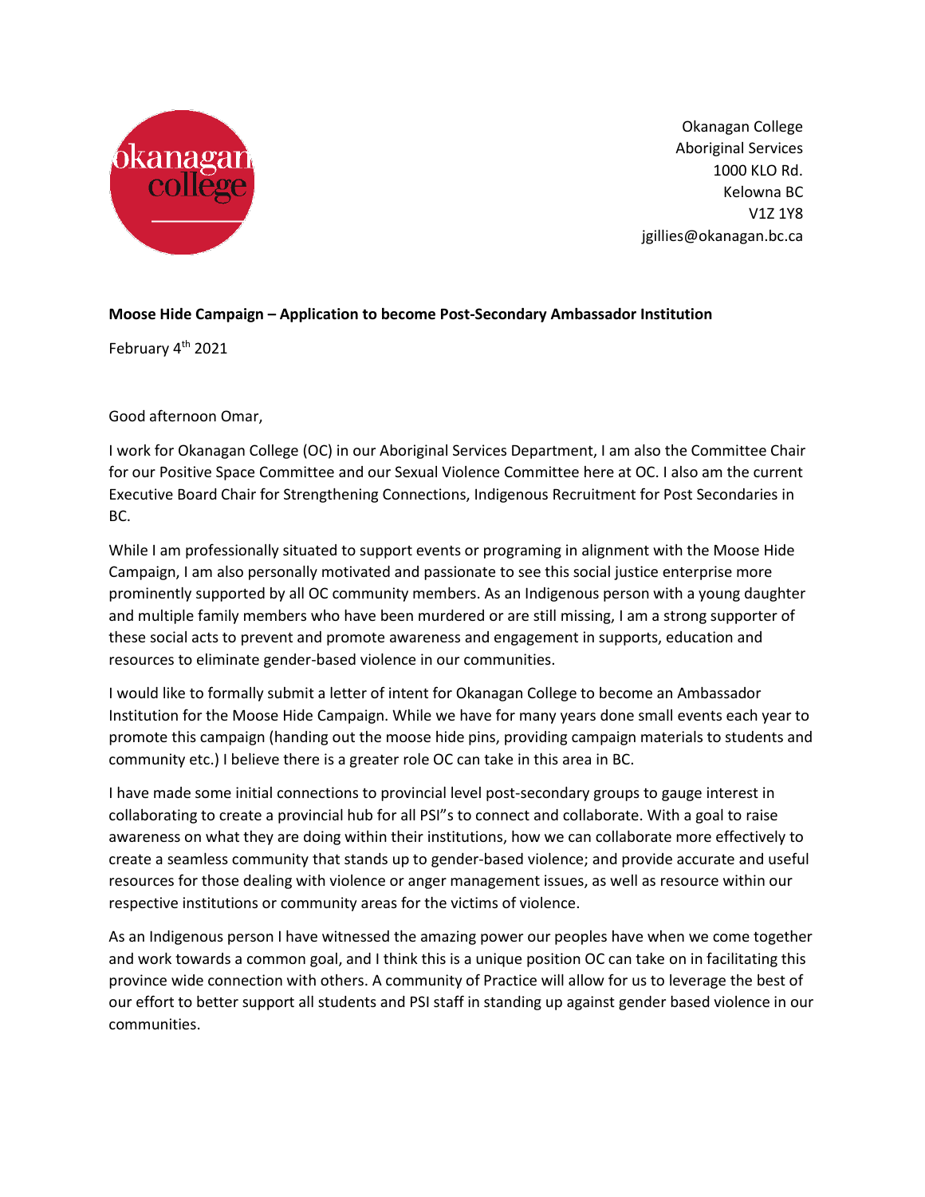Okanagan College
Aboriginal Services
1000 KLO Rd.
Kelowna BC
V1Z 1Y8
jgillies@okanagan.bc.ca

**Moose Hide Campaign – Application to become Post-Secondary Ambassador Institution**

February 4th 2021

Good afternoon Omar,

I work for Okanagan College (OC) in our Aboriginal Services Department, I am also the Committee Chair for our Positive Space Committee and our Sexual Violence Committee here at OC. I also am the current Executive Board Chair for Strengthening Connections, Indigenous Recruitment for Post Secondaries in BC.

While I am professionally situated to support events or programing in alignment with the Moose Hide Campaign, I am also personally motivated and passionate to see this social justice enterprise more prominently supported by all OC community members. As an Indigenous person with a young daughter and multiple family members who have been murdered or are still missing, I am a strong supporter of these social acts to prevent and promote awareness and engagement in supports, education and resources to eliminate gender-based violence in our communities.

I would like to formally submit a letter of intent for Okanagan College to become an Ambassador Institution for the Moose Hide Campaign. While we have for many years done small events each year to promote this campaign (handing out the moose hide pins, providing campaign materials to students and community etc.) I believe there is a greater role OC can take in this area in BC.

I have made some initial connections to provincial level post-secondary groups to gauge interest in collaborating to create a provincial hub for all PSI"s to connect and collaborate. With a goal to raise awareness on what they are doing within their institutions, how we can collaborate more effectively to create a seamless community that stands up to gender-based violence; and provide accurate and useful resources for those dealing with violence or anger management issues, as well as resource within our respective institutions or community areas for the victims of violence.

As an Indigenous person I have witnessed the amazing power our peoples have when we come together and work towards a common goal, and I think this is a unique position OC can take on in facilitating this province wide connection with others. A community of Practice will allow for us to leverage the best of our effort to better support all students and PSI staff in standing up against gender based violence in our communities.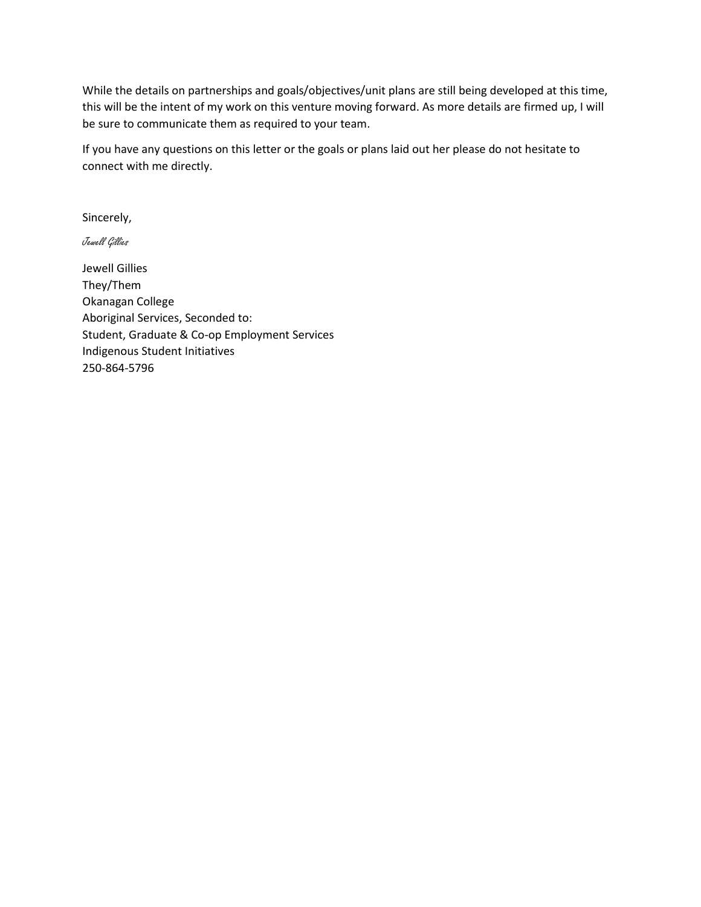While the details on partnerships and goals/objectives/unit plans are still being developed at this time, this will be the intent of my work on this venture moving forward. As more details are firmed up, I will be sure to communicate them as required to your team.

If you have any questions on this letter or the goals or plans laid out her please do not hesitate to connect with me directly.

Sincerely,

*Jewell Gillies*

Jewell Gillies  
They/Them  
Okanagan College  
Aboriginal Services, Seconded to:  
Student, Graduate & Co-op Employment Services  
Indigenous Student Initiatives  
250-864-5796